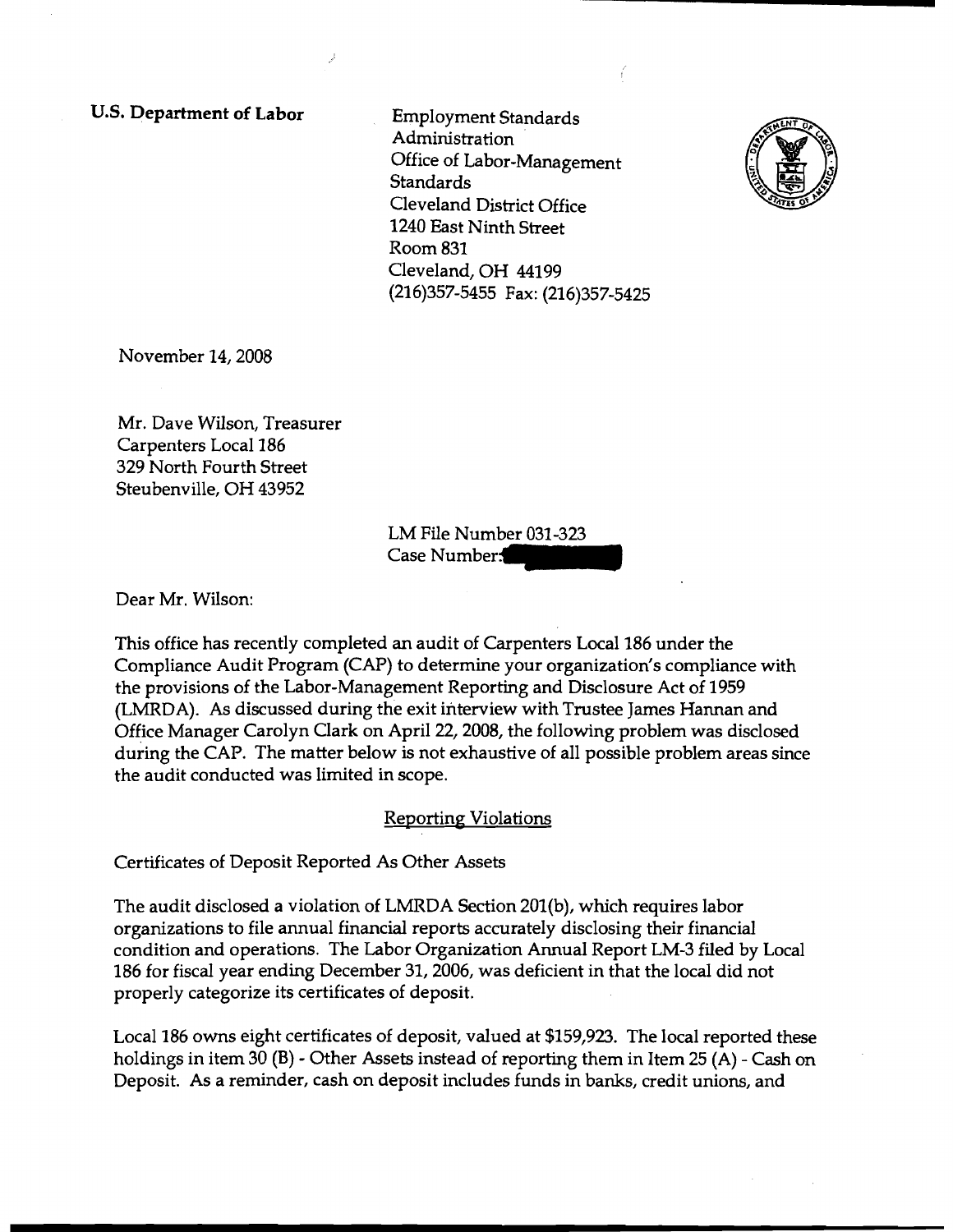**U.S. Department of Labor**

Employment Standards Administration
Office of Labor-Management Standards
Cleveland District Office
1240 East Ninth Street
Room 831
Cleveland, OH 44199
(216)357-5455 Fax: (216)357-5425

November 14, 2008

Mr. Dave Wilson, Treasurer
Carpenters Local 186
329 North Fourth Street
Steubenville, OH 43952

LM File Number 031-323
Case Number:

Dear Mr. Wilson:

This office has recently completed an audit of Carpenters Local 186 under the Compliance Audit Program (CAP) to determine your organization's compliance with the provisions of the Labor-Management Reporting and Disclosure Act of 1959 (LMRDA). As discussed during the exit interview with Trustee James Hannan and Office Manager Carolyn Clark on April 22, 2008, the following problem was disclosed during the CAP. The matter below is not exhaustive of all possible problem areas since the audit conducted was limited in scope.

## Reporting Violations

Certificates of Deposit Reported As Other Assets

The audit disclosed a violation of LMRDA Section 201(b), which requires labor organizations to file annual financial reports accurately disclosing their financial condition and operations. The Labor Organization Annual Report LM-3 filed by Local 186 for fiscal year ending December 31, 2006, was deficient in that the local did not properly categorize its certificates of deposit.

Local 186 owns eight certificates of deposit, valued at $159,923. The local reported these holdings in item 30 (B) - Other Assets instead of reporting them in Item 25 (A) - Cash on Deposit. As a reminder, cash on deposit includes funds in banks, credit unions, and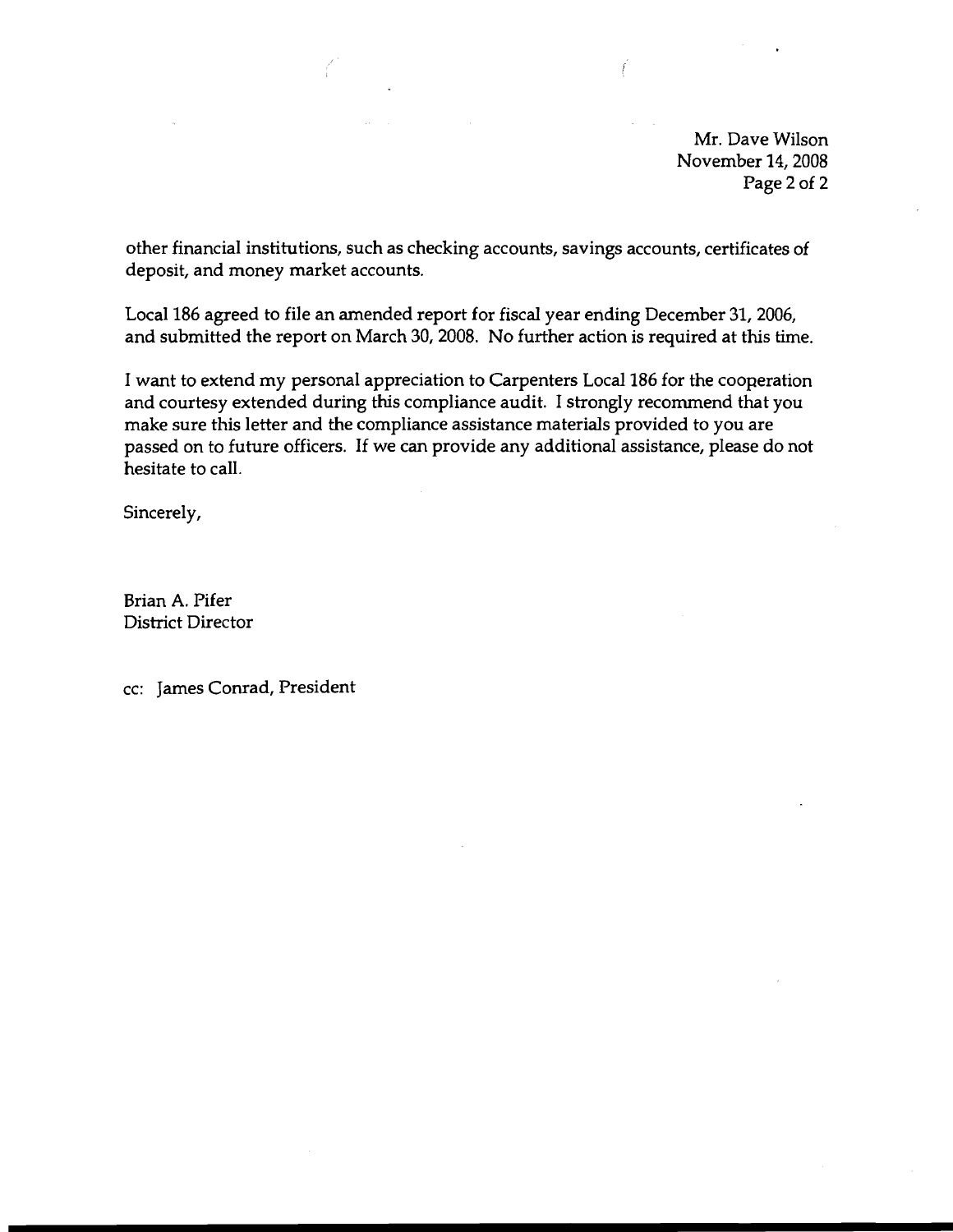other financial institutions, such as checking accounts, savings accounts, certificates of deposit, and money market accounts.

Local 186 agreed to file an amended report for fiscal year ending December 31, 2006, and submitted the report on March 30, 2008. No further action is required at this time.

I want to extend my personal appreciation to Carpenters Local 186 for the cooperation and courtesy extended during this compliance audit. I strongly recommend that you make sure this letter and the compliance assistance materials provided to you are passed on to future officers. If we can provide any additional assistance, please do not hesitate to call.

Sincerely,

Brian A. Pifer
District Director

cc: James Conrad, President